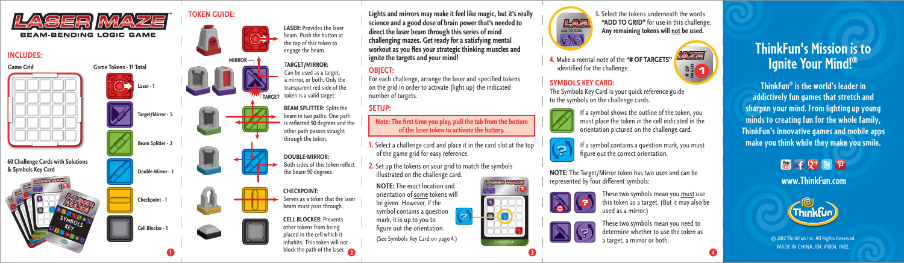# LASER MAZE™

BEAM-BENDING LOGIC GAME

## INCLUDES:

**Game Grid**

**Game Tokens - 11 Total**

- Laser - 1
- Target/Mirror - 5
- Beam Splitter - 2
- Double-Mirror - 1
- Checkpoint - 1
- Cell Blocker - 1

**60 Challenge Cards with Solutions & Symbols Key Card**

## TOKEN GUIDE:

**LASER:** Provides the laser beam. Push the button at the top of this token to engage the beam.

**TARGET/MIRROR:** Can be used as a target, a mirror, or both. Only the transparent red side of the token is a valid target.

MIRROR

TARGET

**BEAM SPLITTER:** Splits the beam in two paths. One path is reflected 90 degrees and the other path passes straight through the token.

**DOUBLE-MIRROR:** Both sides of this token reflect the beam 90 degrees.

**CHECKPOINT:** Serves as a token that the laser beam must pass through.

**CELL BLOCKER:** Prevents other tokens from being placed in the cell which it inhabits. This token will not block the path of the laser.

**Lights and mirrors may make it feel like magic, but it's really science and a good dose of brain power that's needed to direct the laser beam through this series of mind challenging mazes. Get ready for a satisfying mental workout as you flex your strategic thinking muscles and ignite the targets and your mind!**

## OBJECT:

For each challenge, arrange the laser and specified tokens on the grid in order to activate (light up) the indicated number of targets.

## SETUP:

**Note: The first time you play, pull the tab from the bottom of the laser token to activate the battery.**

1. Select a challenge card and place it in the card slot at the top of the game grid for easy reference.
2. Set up the tokens on your grid to match the symbols illustrated on the challenge card.

   **NOTE:** The exact location and orientation of some tokens will be given. However, if the symbol contains a question mark, it is up to you to figure out the orientation.

   (See Symbols Key Card on page 4.)

3. Select the tokens underneath the words **"ADD TO GRID"** for use in this challenge. **Any remaining tokens will not be used.**
4. Make a mental note of the **"# OF TARGETS"** identified for the challenge.

## SYMBOLS KEY CARD:

The Symbols Key Card is your quick reference guide to the symbols on the challenge cards.

If a symbol shows the outline of the token, you must place the token in the cell indicated in the orientation pictured on the challenge card.

If a symbol contains a question mark, you must figure out the correct orientation.

**NOTE:** The Target/Mirror token has two uses and can be represented by four different symbols:

These two symbols mean you must use this token as a target. (But it may also be used as a mirror.)

These two symbols mean you need to determine whether to use the token as a target, a mirror or both.

# ThinkFun's Mission is to Ignite Your Mind!®

**ThinkFun® is the world's leader in addictively fun games that stretch and sharpen your mind. From lighting up young minds to creating fun for the whole family, ThinkFun's innovative games and mobile apps make you think while they make you smile.**

**www.ThinkFun.com**

© 2012 ThinkFun Inc. All Rights Reserved. MADE IN CHINA. 104. #1004. IN02.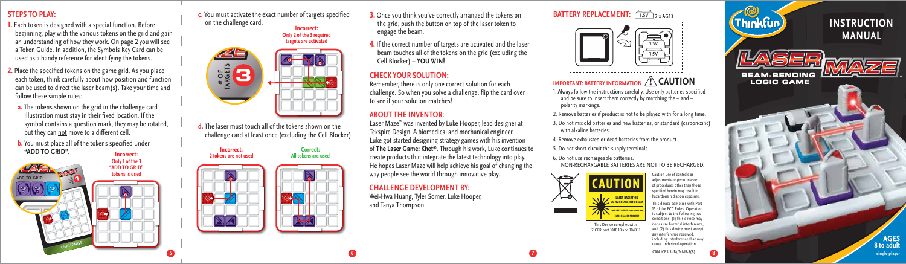## STEPS TO PLAY:

1. Each token is designed with a special function. Before beginning, play with the various tokens on the grid and gain an understanding of how they work. On page 2 you will see a Token Guide. In addition, the Symbols Key Card can be used as a handy reference for identifying the tokens.
2. Place the specified tokens on the game grid. As you place each token, think carefully about how position and function can be used to direct the laser beam(s). Take your time and follow these simple rules:
   - a. The tokens shown on the grid in the challenge card illustration must stay in their fixed location. If the symbol contains a question mark, they may be rotated, but they can not move to a different cell.
   - b. You must place all of the tokens specified under **"ADD TO GRID"**.

**Incorrect: Only 1 of the 3 "ADD TO GRID" tokens is used**

   - c. You must activate the exact number of targets specified on the challenge card.

**Incorrect: Only 2 of the 3 required targets are activated**

   - d. The laser must touch all of the tokens shown on the challenge card at least once (excluding the Cell Blocker).

**Incorrect: 2 tokens are not used**

**Correct: All tokens are used**

3. Once you think you've correctly arranged the tokens on the grid, push the button on top of the laser token to engage the beam.
4. If the correct number of targets are activated and the laser beam touches all of the tokens on the grid (excluding the Cell Blocker) – **YOU WIN!**

## CHECK YOUR SOLUTION:

Remember, there is only one correct solution for each challenge. So when you solve a challenge, flip the card over to see if your solution matches!

## ABOUT THE INVENTOR:

Laser Maze™ was invented by Luke Hooper, lead designer at Tekspire Design. A biomedical and mechanical engineer, Luke got started designing strategy games with his invention of **The Laser Game: Khet®**. Through his work, Luke continues to create products that integrate the latest technology into play. He hopes Laser Maze will help achieve his goal of changing the way people see the world through innovative play.

## CHALLENGE DEVELOPMENT BY:

Wei-Hwa Huang, Tyler Somer, Luke Hooper, and Tanya Thompson.

## BATTERY REPLACEMENT: 1.5V 2 x AG13

## IMPORTANT: BATTERY INFORMATION ⚠ CAUTION

1. Always follow the instructions carefully. Use only batteries specified and be sure to insert them correctly by matching the + and – polarity markings.
2. Remove batteries if product is not to be played with for a long time.
3. Do not mix old batteries and new batteries, or standard (carbon-zinc) with alkaline batteries.
4. Remove exhausted or dead batteries from the product.
5. Do not short-circuit the supply terminals.
6. Do not use rechargeable batteries.
   NON-RECHARGABLE BATTERIES ARE NOT TO BE RECHARGED.

**CAUTION**

LASER RADIATION
DO NOT STARE INTO BEAM
1mW MAX OUTPUT at 635-670 nm
CLASS II LASER PRODUCT

This Device complies with 21CFR part 1040.10 and 1040.11

Caution-use of controls or adjustments or performance of procedures other than those specified herein may result in hazardous radiation exposure.

This device complies with Part 15 of the FCC Rules. Operation is subject to the following two conditions: (1) this device may not cause harmful interference, and (2) this device must accept any interference received, including interference that may cause undesired operation.

CAN ICES-3 (B)/NMB-3(B)

# ThinkFun

# INSTRUCTION MANUAL

# LASER MAZE™

BEAM-BENDING LOGIC GAME

AGES 8 to adult
single player